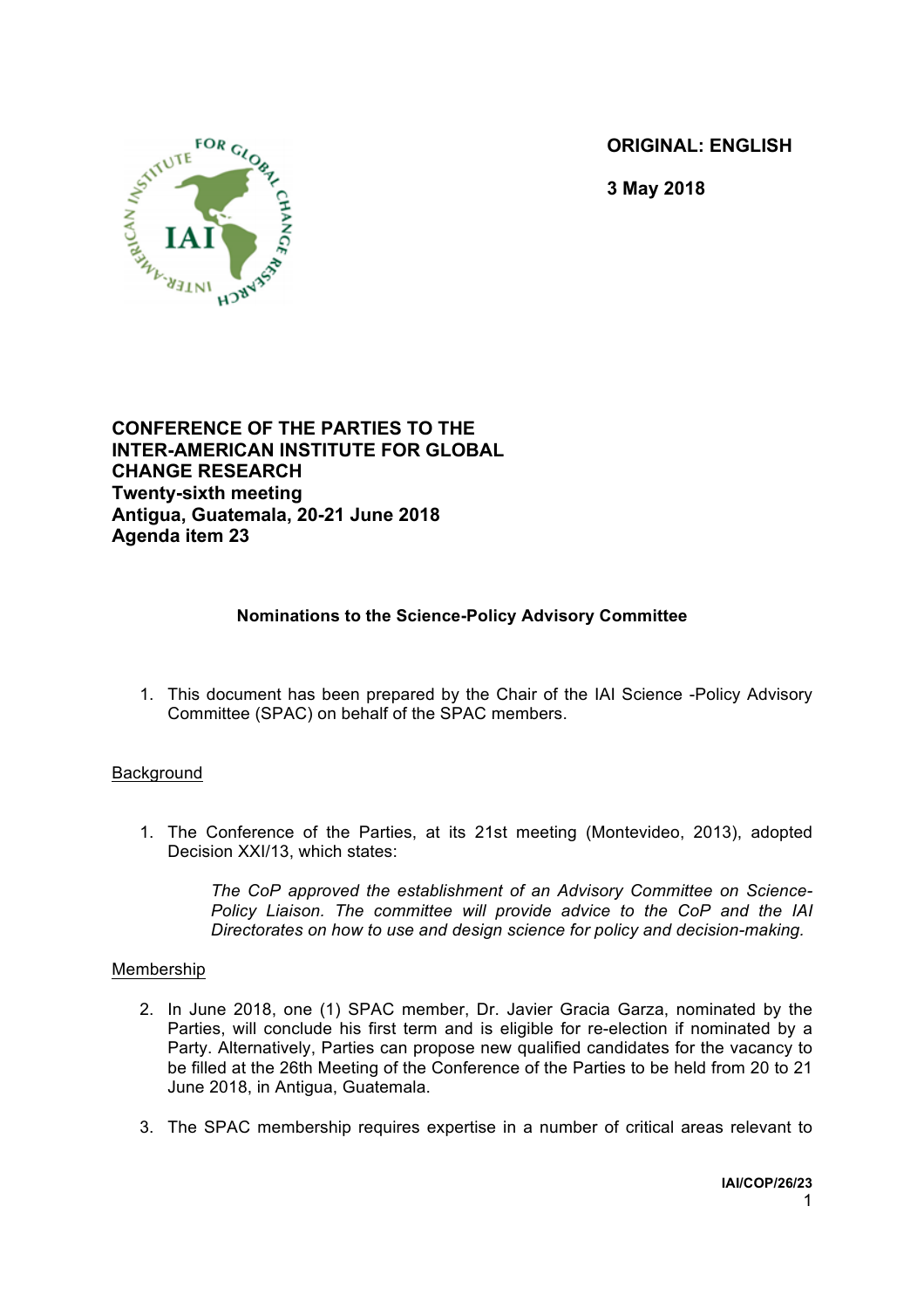**ORIGINAL: ENGLISH**

**3 May 2018**

**CONFERENCE OF THE PARTIES TO THE INTER-AMERICAN INSTITUTE FOR GLOBAL CHANGE RESEARCH**
**Twenty-sixth meeting**
**Antigua, Guatemala, 20-21 June 2018**
**Agenda item 23**

## Nominations to the Science-Policy Advisory Committee

1. This document has been prepared by the Chair of the IAI Science -Policy Advisory Committee (SPAC) on behalf of the SPAC members.

### Background

1. The Conference of the Parties, at its 21st meeting (Montevideo, 2013), adopted Decision XXI/13, which states:

   *The CoP approved the establishment of an Advisory Committee on Science-Policy Liaison. The committee will provide advice to the CoP and the IAI Directorates on how to use and design science for policy and decision-making.*

### Membership

2. In June 2018, one (1) SPAC member, Dr. Javier Gracia Garza, nominated by the Parties, will conclude his first term and is eligible for re-election if nominated by a Party. Alternatively, Parties can propose new qualified candidates for the vacancy to be filled at the 26th Meeting of the Conference of the Parties to be held from 20 to 21 June 2018, in Antigua, Guatemala.

3. The SPAC membership requires expertise in a number of critical areas relevant to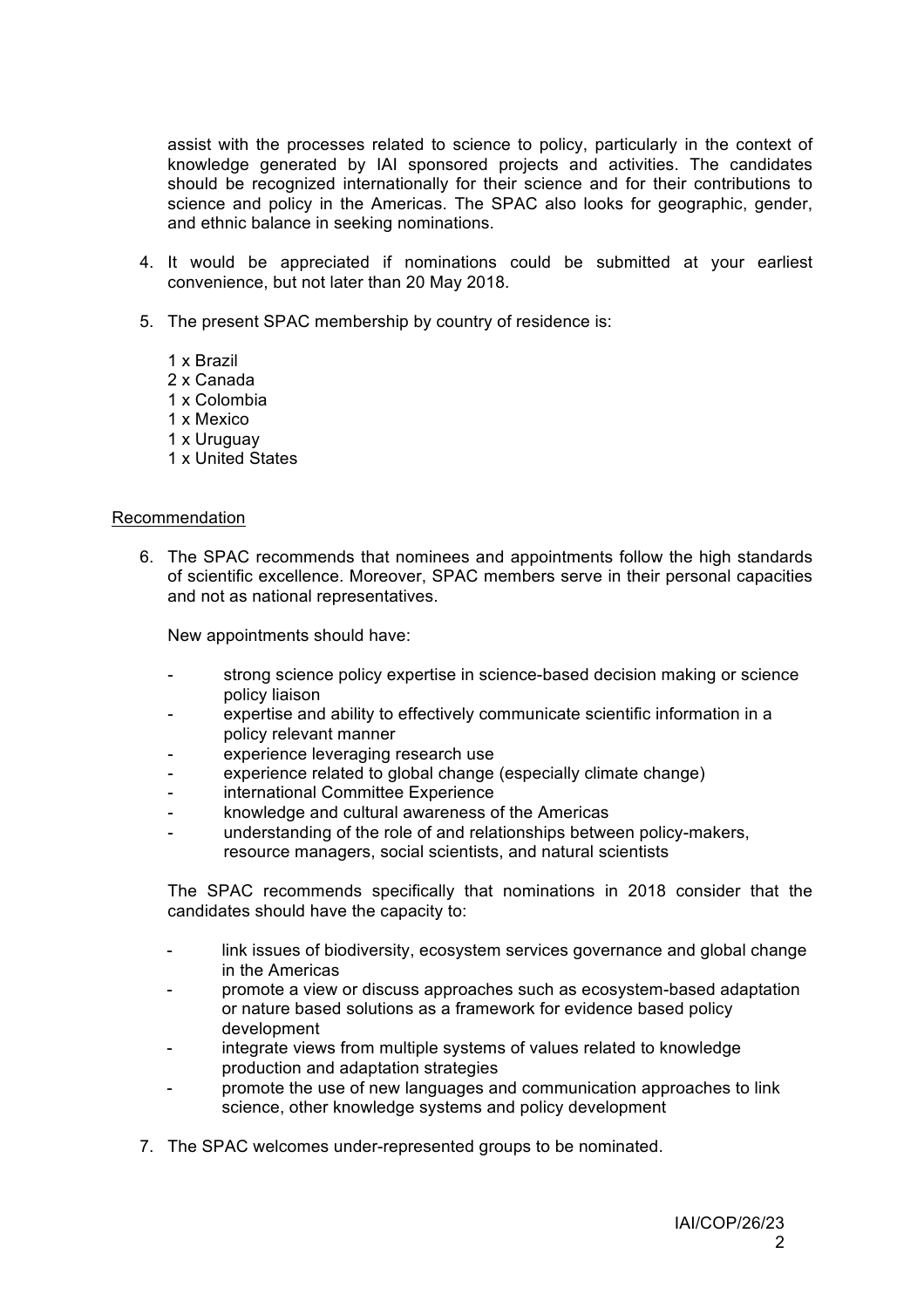assist with the processes related to science to policy, particularly in the context of knowledge generated by IAI sponsored projects and activities. The candidates should be recognized internationally for their science and for their contributions to science and policy in the Americas. The SPAC also looks for geographic, gender, and ethnic balance in seeking nominations.

4. It would be appreciated if nominations could be submitted at your earliest convenience, but not later than 20 May 2018.

5. The present SPAC membership by country of residence is:

   1 x Brazil
   2 x Canada
   1 x Colombia
   1 x Mexico
   1 x Uruguay
   1 x United States

## Recommendation

6. The SPAC recommends that nominees and appointments follow the high standards of scientific excellence. Moreover, SPAC members serve in their personal capacities and not as national representatives.

   New appointments should have:

   - strong science policy expertise in science-based decision making or science policy liaison
   - expertise and ability to effectively communicate scientific information in a policy relevant manner
   - experience leveraging research use
   - experience related to global change (especially climate change)
   - international Committee Experience
   - knowledge and cultural awareness of the Americas
   - understanding of the role of and relationships between policy-makers, resource managers, social scientists, and natural scientists

   The SPAC recommends specifically that nominations in 2018 consider that the candidates should have the capacity to:

   - link issues of biodiversity, ecosystem services governance and global change in the Americas
   - promote a view or discuss approaches such as ecosystem-based adaptation or nature based solutions as a framework for evidence based policy development
   - integrate views from multiple systems of values related to knowledge production and adaptation strategies
   - promote the use of new languages and communication approaches to link science, other knowledge systems and policy development

7. The SPAC welcomes under-represented groups to be nominated.